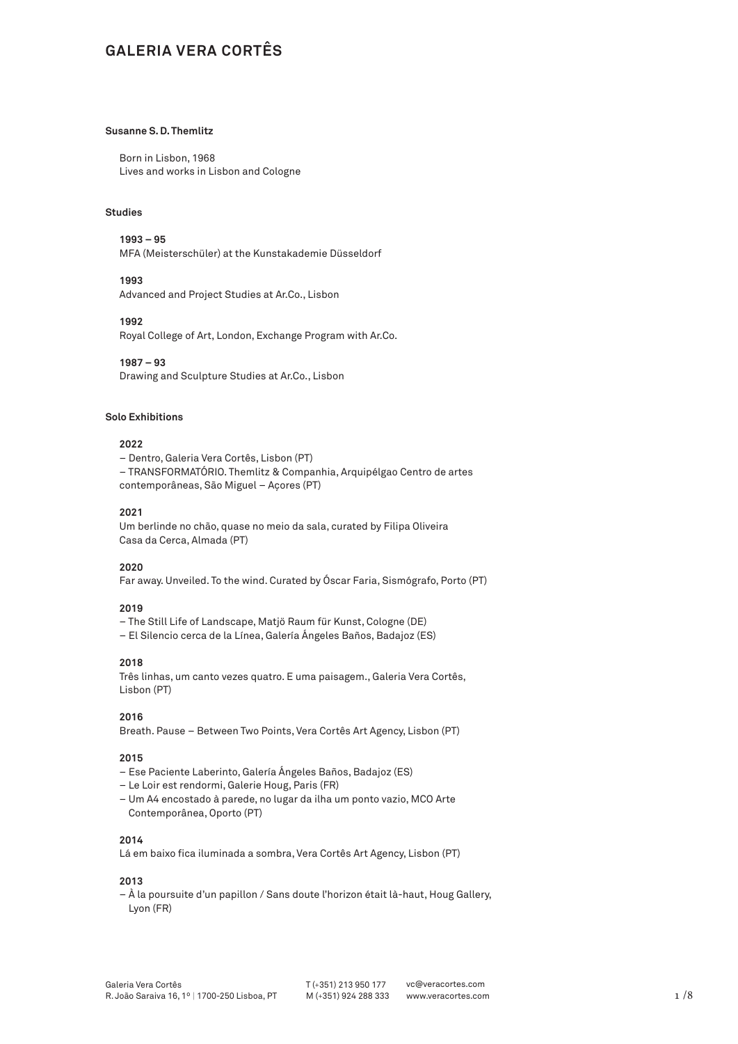# GALERIA VERA CORTÊS

**Susanne S. D. Themlitz**

Born in Lisbon, 1968
Lives and works in Lisbon and Cologne

**Studies**

**1993 – 95**
MFA (Meisterschüler) at the Kunstakademie Düsseldorf

**1993**
Advanced and Project Studies at Ar.Co., Lisbon

**1992**
Royal College of Art, London, Exchange Program with Ar.Co.

**1987 – 93**
Drawing and Sculpture Studies at Ar.Co., Lisbon

**Solo Exhibitions**

**2022**
– Dentro, Galeria Vera Cortês, Lisbon (PT)
– TRANSFORMATÓRIO. Themlitz & Companhia, Arquipélgao Centro de artes contemporâneas, São Miguel – Açores (PT)

**2021**
Um berlinde no chão, quase no meio da sala, curated by Filipa Oliveira
Casa da Cerca, Almada (PT)

**2020**
Far away. Unveiled. To the wind. Curated by Óscar Faria, Sismógrafo, Porto (PT)

**2019**
– The Still Life of Landscape, Matjö Raum für Kunst, Cologne (DE)
– El Silencio cerca de la Línea, Galería Ángeles Baños, Badajoz (ES)

**2018**
Três linhas, um canto vezes quatro. E uma paisagem., Galeria Vera Cortês, Lisbon (PT)

**2016**
Breath. Pause – Between Two Points, Vera Cortês Art Agency, Lisbon (PT)

**2015**
– Ese Paciente Laberinto, Galería Ángeles Baños, Badajoz (ES)
– Le Loir est rendormi, Galerie Houg, Paris (FR)
– Um A4 encostado à parede, no lugar da ilha um ponto vazio, MCO Arte Contemporânea, Oporto (PT)

**2014**
Lá em baixo fica iluminada a sombra, Vera Cortês Art Agency, Lisbon (PT)

**2013**
– À la poursuite d'un papillon / Sans doute l'horizon était là-haut, Houg Gallery, Lyon (FR)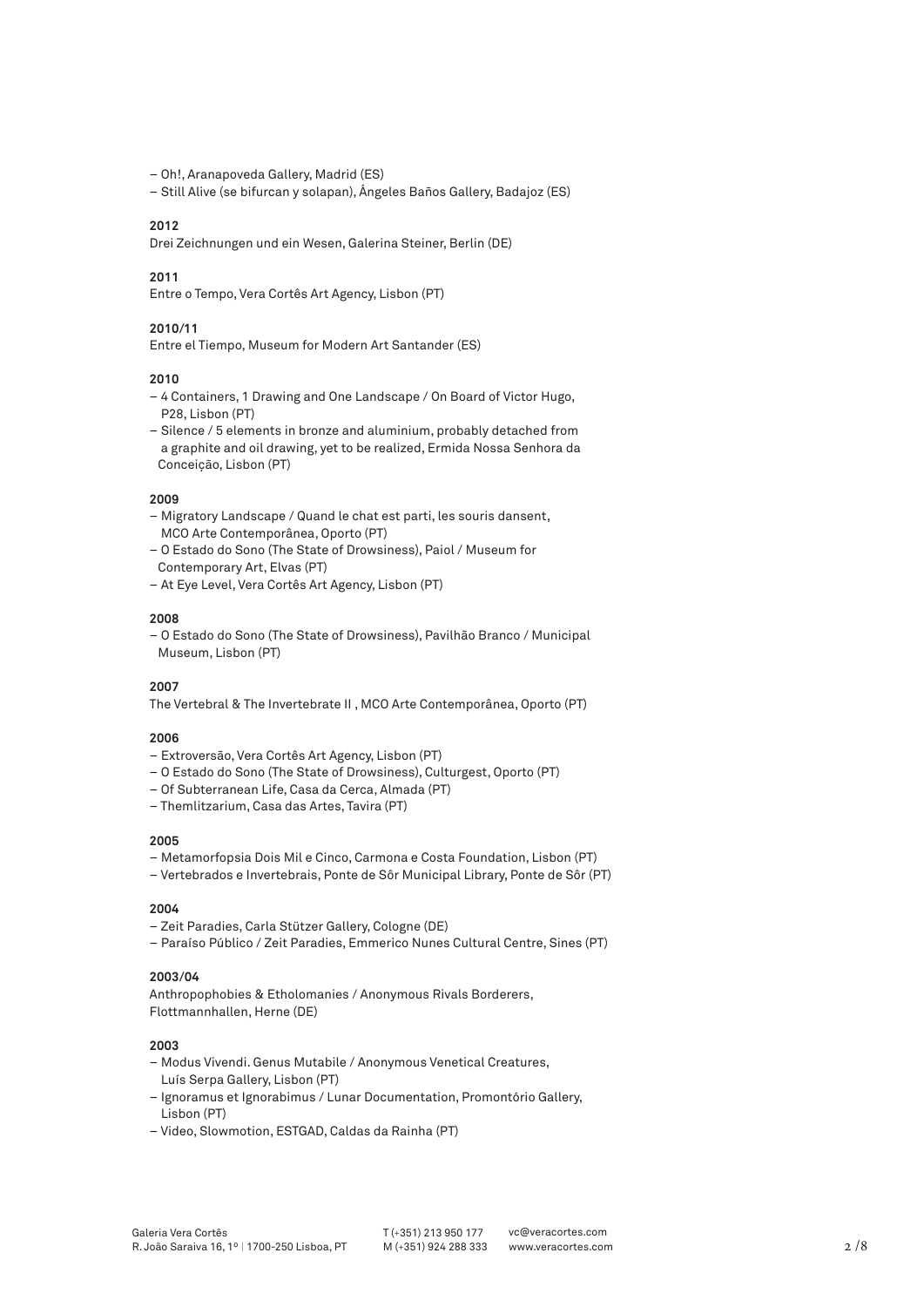– Oh!, Aranapoveda Gallery, Madrid (ES)
– Still Alive (se bifurcan y solapan), Ángeles Baños Gallery, Badajoz (ES)

**2012**

Drei Zeichnungen und ein Wesen, Galerina Steiner, Berlin (DE)

**2011**

Entre o Tempo, Vera Cortês Art Agency, Lisbon (PT)

**2010/11**

Entre el Tiempo, Museum for Modern Art Santander (ES)

**2010**

– 4 Containers, 1 Drawing and One Landscape / On Board of Victor Hugo, P28, Lisbon (PT)
– Silence / 5 elements in bronze and aluminium, probably detached from a graphite and oil drawing, yet to be realized, Ermida Nossa Senhora da Conceição, Lisbon (PT)

**2009**

– Migratory Landscape / Quand le chat est parti, les souris dansent, MCO Arte Contemporânea, Oporto (PT)
– O Estado do Sono (The State of Drowsiness), Paiol / Museum for Contemporary Art, Elvas (PT)
– At Eye Level, Vera Cortês Art Agency, Lisbon (PT)

**2008**

– O Estado do Sono (The State of Drowsiness), Pavilhão Branco / Municipal Museum, Lisbon (PT)

**2007**

The Vertebral & The Invertebrate II , MCO Arte Contemporânea, Oporto (PT)

**2006**

– Extroversão, Vera Cortês Art Agency, Lisbon (PT)
– O Estado do Sono (The State of Drowsiness), Culturgest, Oporto (PT)
– Of Subterranean Life, Casa da Cerca, Almada (PT)
– Themlitzarium, Casa das Artes, Tavira (PT)

**2005**

– Metamorfopsia Dois Mil e Cinco, Carmona e Costa Foundation, Lisbon (PT)
– Vertebrados e Invertebrais, Ponte de Sôr Municipal Library, Ponte de Sôr (PT)

**2004**

– Zeit Paradies, Carla Stützer Gallery, Cologne (DE)
– Paraíso Público / Zeit Paradies, Emmerico Nunes Cultural Centre, Sines (PT)

**2003/04**

Anthropophobies & Etholomanies / Anonymous Rivals Borderers, Flottmannhallen, Herne (DE)

**2003**

– Modus Vivendi. Genus Mutabile / Anonymous Venetical Creatures, Luís Serpa Gallery, Lisbon (PT)
– Ignoramus et Ignorabimus / Lunar Documentation, Promontório Gallery, Lisbon (PT)
– Video, Slowmotion, ESTGAD, Caldas da Rainha (PT)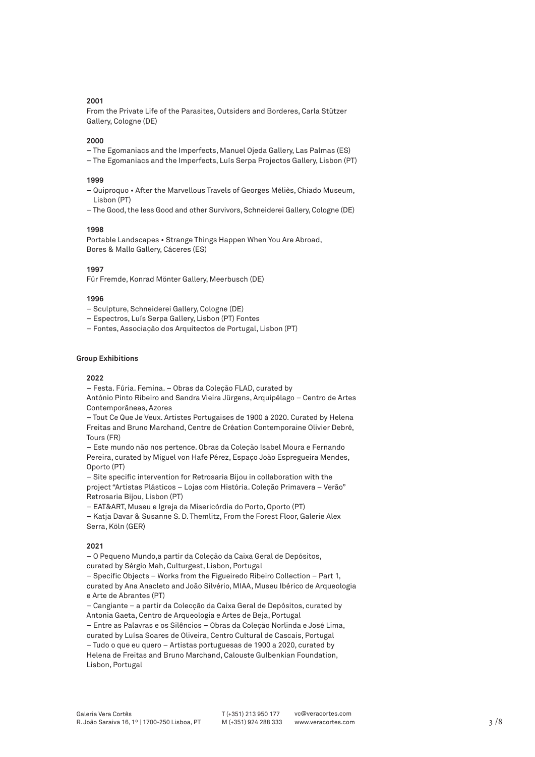**2001**

From the Private Life of the Parasites, Outsiders and Borderes, Carla Stützer Gallery, Cologne (DE)

**2000**

– The Egomaniacs and the Imperfects, Manuel Ojeda Gallery, Las Palmas (ES)
– The Egomaniacs and the Imperfects, Luís Serpa Projectos Gallery, Lisbon (PT)

**1999**

– Quiproquo • After the Marvellous Travels of Georges Méliès, Chiado Museum, Lisbon (PT)
– The Good, the less Good and other Survivors, Schneiderei Gallery, Cologne (DE)

**1998**

Portable Landscapes • Strange Things Happen When You Are Abroad, Bores & Mallo Gallery, Cáceres (ES)

**1997**

Für Fremde, Konrad Mönter Gallery, Meerbusch (DE)

**1996**

– Sculpture, Schneiderei Gallery, Cologne (DE)
– Espectros, Luís Serpa Gallery, Lisbon (PT) Fontes
– Fontes, Associação dos Arquitectos de Portugal, Lisbon (PT)

**Group Exhibitions**

**2022**

– Festa. Fúria. Femina. – Obras da Coleção FLAD, curated by António Pinto Ribeiro and Sandra Vieira Jürgens, Arquipélago – Centro de Artes Contemporâneas, Azores
– Tout Ce Que Je Veux. Artistes Portugaises de 1900 à 2020. Curated by Helena Freitas and Bruno Marchand, Centre de Création Contemporaine Olivier Debré, Tours (FR)
– Este mundo não nos pertence. Obras da Coleção Isabel Moura e Fernando Pereira, curated by Miguel von Hafe Pérez, Espaço João Espregueira Mendes, Oporto (PT)
– Site specific intervention for Retrosaria Bijou in collaboration with the project "Artistas Plásticos – Lojas com História. Coleção Primavera – Verão" Retrosaria Bijou, Lisbon (PT)
– EAT&ART, Museu e Igreja da Misericórdia do Porto, Oporto (PT)
– Katja Davar & Susanne S. D. Themlitz, From the Forest Floor, Galerie Alex Serra, Köln (GER)

**2021**

– O Pequeno Mundo,a partir da Coleção da Caixa Geral de Depósitos, curated by Sérgio Mah, Culturgest, Lisbon, Portugal
– Specific Objects – Works from the Figueiredo Ribeiro Collection – Part 1, curated by Ana Anacleto and João Silvério, MIAA, Museu Ibérico de Arqueologia e Arte de Abrantes (PT)
– Cangiante – a partir da Colecção da Caixa Geral de Depósitos, curated by Antonia Gaeta, Centro de Arqueologia e Artes de Beja, Portugal
– Entre as Palavras e os Silêncios – Obras da Coleção Norlinda e José Lima, curated by Luísa Soares de Oliveira, Centro Cultural de Cascais, Portugal
– Tudo o que eu quero – Artistas portuguesas de 1900 a 2020, curated by Helena de Freitas and Bruno Marchand, Calouste Gulbenkian Foundation, Lisbon, Portugal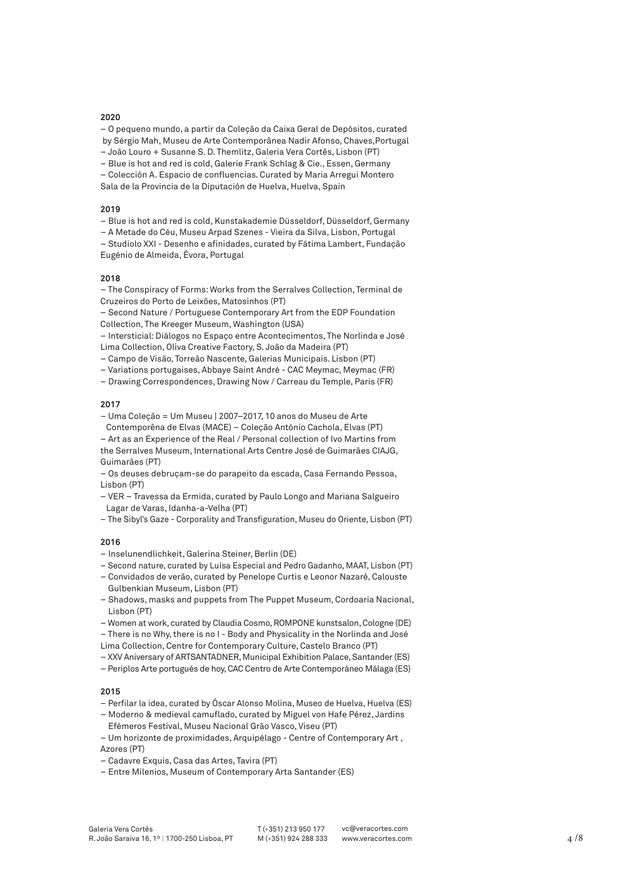**2020**

– O pequeno mundo, a partir da Coleção da Caixa Geral de Depósitos, curated by Sérgio Mah, Museu de Arte Contemporânea Nadir Afonso, Chaves,Portugal
– João Louro + Susanne S. D. Themlitz, Galeria Vera Cortês, Lisbon (PT)
– Blue is hot and red is cold, Galerie Frank Schlag & Cie., Essen, Germany
– Colección A. Espacio de confluencias. Curated by Maria Arregui Montero Sala de la Provincia de la Diputación de Huelva, Huelva, Spain

**2019**

– Blue is hot and red is cold, Kunstakademie Düsseldorf, Düsseldorf, Germany
– A Metade do Céu, Museu Arpad Szenes - Vieira da Silva, Lisbon, Portugal
– Studiolo XXI - Desenho e afinidades, curated by Fátima Lambert, Fundação Eugénio de Almeida, Évora, Portugal

**2018**

– The Conspiracy of Forms: Works from the Serralves Collection, Terminal de Cruzeiros do Porto de Leixões, Matosinhos (PT)
– Second Nature / Portuguese Contemporary Art from the EDP Foundation Collection, The Kreeger Museum, Washington (USA)
– Intersticial: Diálogos no Espaço entre Acontecimentos, The Norlinda e José Lima Collection, Oliva Creative Factory, S. João da Madeira (PT)
– Campo de Visão, Torreão Nascente, Galerias Municipais. Lisbon (PT)
– Variations portugaises, Abbaye Saint André - CAC Meymac, Meymac (FR)
– Drawing Correspondences, Drawing Now / Carreau du Temple, Paris (FR)

**2017**

– Uma Coleção = Um Museu | 2007–2017, 10 anos do Museu de Arte Contemporêna de Elvas (MACE) – Coleção António Cachola, Elvas (PT)
– Art as an Experience of the Real / Personal collection of Ivo Martins from the Serralves Museum, International Arts Centre José de Guimarães CIAJG, Guimarães (PT)
– Os deuses debruçam-se do parapeito da escada, Casa Fernando Pessoa, Lisbon (PT)
– VER – Travessa da Ermida, curated by Paulo Longo and Mariana Salgueiro Lagar de Varas, Idanha-a-Velha (PT)
– The Sibyl's Gaze - Corporality and Transfiguration, Museu do Oriente, Lisbon (PT)

**2016**

– Inselunendlichkeit, Galerina Steiner, Berlin (DE)
– Second nature, curated by Luísa Especial and Pedro Gadanho, MAAT, Lisbon (PT)
– Convidados de verão, curated by Penelope Curtis e Leonor Nazaré, Calouste Gulbenkian Museum, Lisbon (PT)
– Shadows, masks and puppets from The Puppet Museum, Cordoaria Nacional, Lisbon (PT)
– Women at work, curated by Claudia Cosmo, ROMPONE kunstsalon, Cologne (DE)
– There is no Why, there is no I - Body and Physicality in the Norlinda and José Lima Collection, Centre for Contemporary Culture, Castelo Branco (PT)
– XXV Aniversary of ARTSANTADNER, Municipal Exhibition Palace, Santander (ES)
– Periplos Arte portugués de hoy, CAC Centro de Arte Contemporáneo Málaga (ES)

**2015**

– Perfilar la idea, curated by Óscar Alonso Molina, Museo de Huelva, Huelva (ES)
– Moderno & medieval camuflado, curated by Miguel von Hafe Pérez, Jardins Efémeros Festival, Museu Nacional Grão Vasco, Viseu (PT)
– Um horizonte de proximidades, Arquipélago - Centre of Contemporary Art , Azores (PT)
– Cadavre Exquis, Casa das Artes, Tavira (PT)
– Entre Milenios, Museum of Contemporary Arta Santander (ES)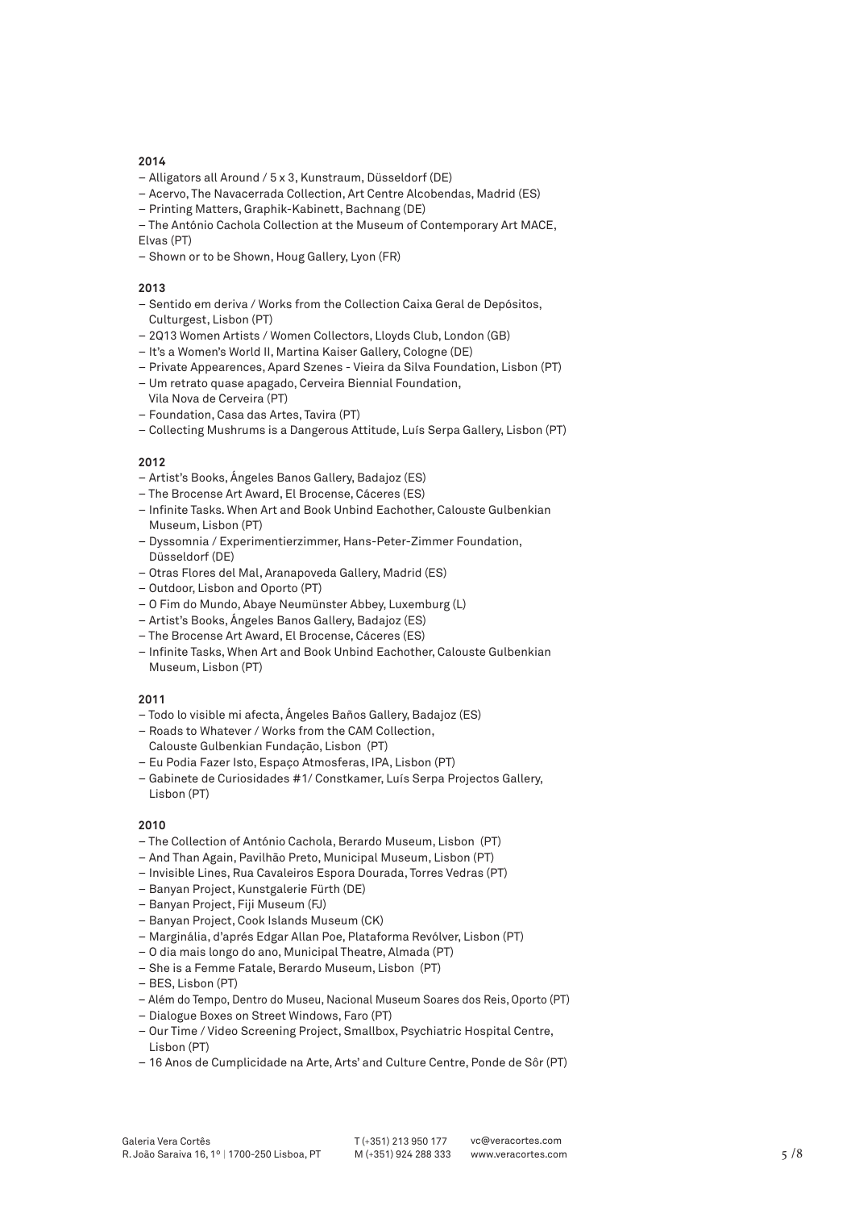**2014**

- Alligators all Around / 5 x 3, Kunstraum, Düsseldorf (DE)
- Acervo, The Navacerrada Collection, Art Centre Alcobendas, Madrid (ES)
- Printing Matters, Graphik-Kabinett, Bachnang (DE)
- The António Cachola Collection at the Museum of Contemporary Art MACE, Elvas (PT)
- Shown or to be Shown, Houg Gallery, Lyon (FR)

**2013**

- Sentido em deriva / Works from the Collection Caixa Geral de Depósitos, Culturgest, Lisbon (PT)
- 2Q13 Women Artists / Women Collectors, Lloyds Club, London (GB)
- It's a Women's World II, Martina Kaiser Gallery, Cologne (DE)
- Private Appearences, Apard Szenes - Vieira da Silva Foundation, Lisbon (PT)
- Um retrato quase apagado, Cerveira Biennial Foundation, Vila Nova de Cerveira (PT)
- Foundation, Casa das Artes, Tavira (PT)
- Collecting Mushrums is a Dangerous Attitude, Luís Serpa Gallery, Lisbon (PT)

**2012**

- Artist's Books, Ángeles Banos Gallery, Badajoz (ES)
- The Brocense Art Award, El Brocense, Cáceres (ES)
- Infinite Tasks. When Art and Book Unbind Eachother, Calouste Gulbenkian Museum, Lisbon (PT)
- Dyssomnia / Experimentierzimmer, Hans-Peter-Zimmer Foundation, Düsseldorf (DE)
- Otras Flores del Mal, Aranapoveda Gallery, Madrid (ES)
- Outdoor, Lisbon and Oporto (PT)
- O Fim do Mundo, Abaye Neumünster Abbey, Luxemburg (L)
- Artist's Books, Ángeles Banos Gallery, Badajoz (ES)
- The Brocense Art Award, El Brocense, Cáceres (ES)
- Infinite Tasks, When Art and Book Unbind Eachother, Calouste Gulbenkian Museum, Lisbon (PT)

**2011**

- Todo lo visible mi afecta, Ángeles Baños Gallery, Badajoz (ES)
- Roads to Whatever / Works from the CAM Collection, Calouste Gulbenkian Fundação, Lisbon (PT)
- Eu Podia Fazer Isto, Espaço Atmosferas, IPA, Lisbon (PT)
- Gabinete de Curiosidades #1/ Constkamer, Luís Serpa Projectos Gallery, Lisbon (PT)

**2010**

- The Collection of António Cachola, Berardo Museum, Lisbon (PT)
- And Than Again, Pavilhão Preto, Municipal Museum, Lisbon (PT)
- Invisible Lines, Rua Cavaleiros Espora Dourada, Torres Vedras (PT)
- Banyan Project, Kunstgalerie Fürth (DE)
- Banyan Project, Fiji Museum (FJ)
- Banyan Project, Cook Islands Museum (CK)
- Marginália, d'aprés Edgar Allan Poe, Plataforma Revólver, Lisbon (PT)
- O dia mais longo do ano, Municipal Theatre, Almada (PT)
- She is a Femme Fatale, Berardo Museum, Lisbon (PT)
- BES, Lisbon (PT)
- Além do Tempo, Dentro do Museu, Nacional Museum Soares dos Reis, Oporto (PT)
- Dialogue Boxes on Street Windows, Faro (PT)
- Our Time / Video Screening Project, Smallbox, Psychiatric Hospital Centre, Lisbon (PT)
- 16 Anos de Cumplicidade na Arte, Arts' and Culture Centre, Ponde de Sôr (PT)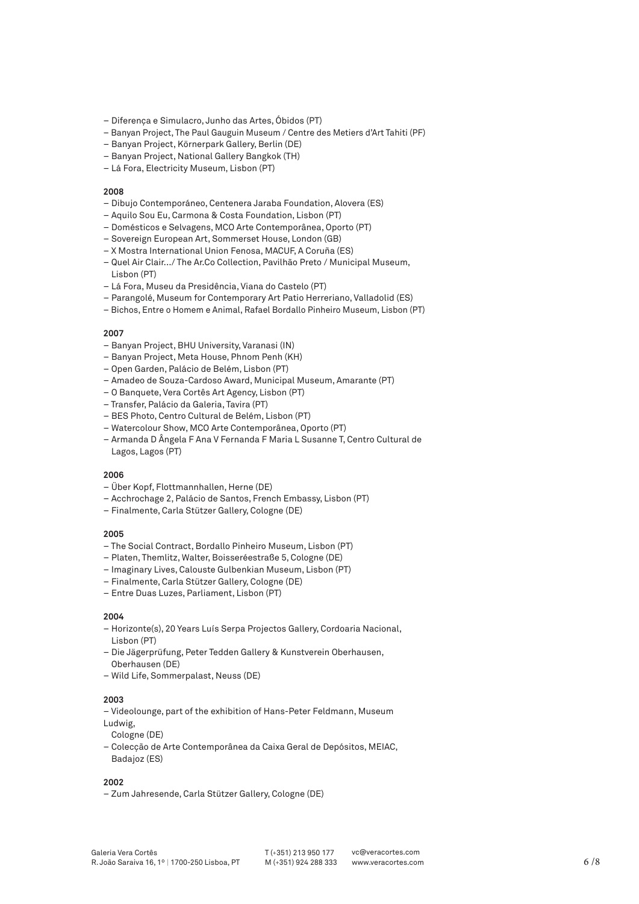– Diferença e Simulacro, Junho das Artes, Óbidos (PT)
– Banyan Project, The Paul Gauguin Museum / Centre des Metiers d'Art Tahiti (PF)
– Banyan Project, Körnerpark Gallery, Berlin (DE)
– Banyan Project, National Gallery Bangkok (TH)
– Lá Fora, Electricity Museum, Lisbon (PT)

**2008**

– Dibujo Contemporáneo, Centenera Jaraba Foundation, Alovera (ES)
– Aquilo Sou Eu, Carmona & Costa Foundation, Lisbon (PT)
– Domésticos e Selvagens, MCO Arte Contemporânea, Oporto (PT)
– Sovereign European Art, Sommerset House, London (GB)
– X Mostra International Union Fenosa, MACUF, A Coruña (ES)
– Quel Air Clair.../ The Ar.Co Collection, Pavilhão Preto / Municipal Museum, Lisbon (PT)
– Lá Fora, Museu da Presidência, Viana do Castelo (PT)
– Parangolé, Museum for Contemporary Art Patio Herreriano, Valladolid (ES)
– Bichos, Entre o Homem e Animal, Rafael Bordallo Pinheiro Museum, Lisbon (PT)

**2007**

– Banyan Project, BHU University, Varanasi (IN)
– Banyan Project, Meta House, Phnom Penh (KH)
– Open Garden, Palácio de Belém, Lisbon (PT)
– Amadeo de Souza-Cardoso Award, Municipal Museum, Amarante (PT)
– O Banquete, Vera Cortês Art Agency, Lisbon (PT)
– Transfer, Palácio da Galeria, Tavira (PT)
– BES Photo, Centro Cultural de Belém, Lisbon (PT)
– Watercolour Show, MCO Arte Contemporânea, Oporto (PT)
– Armanda D Ângela F Ana V Fernanda F Maria L Susanne T, Centro Cultural de Lagos, Lagos (PT)

**2006**

– Über Kopf, Flottmannhallen, Herne (DE)
– Acchrochage 2, Palácio de Santos, French Embassy, Lisbon (PT)
– Finalmente, Carla Stützer Gallery, Cologne (DE)

**2005**

– The Social Contract, Bordallo Pinheiro Museum, Lisbon (PT)
– Platen, Themlitz, Walter, Boisseréestraße 5, Cologne (DE)
– Imaginary Lives, Calouste Gulbenkian Museum, Lisbon (PT)
– Finalmente, Carla Stützer Gallery, Cologne (DE)
– Entre Duas Luzes, Parliament, Lisbon (PT)

**2004**

– Horizonte(s), 20 Years Luís Serpa Projectos Gallery, Cordoaria Nacional, Lisbon (PT)
– Die Jägerprüfung, Peter Tedden Gallery & Kunstverein Oberhausen, Oberhausen (DE)
– Wild Life, Sommerpalast, Neuss (DE)

**2003**

– Videolounge, part of the exhibition of Hans-Peter Feldmann, Museum Ludwig, Cologne (DE)
– Colecção de Arte Contemporânea da Caixa Geral de Depósitos, MEIAC, Badajoz (ES)

**2002**

– Zum Jahresende, Carla Stützer Gallery, Cologne (DE)

Galeria Vera Cortês
R. João Saraiva 16, 1º | 1700-250 Lisboa, PT

T (+351) 213 950 177
M (+351) 924 288 333

vc@veracortes.com
www.veracortes.com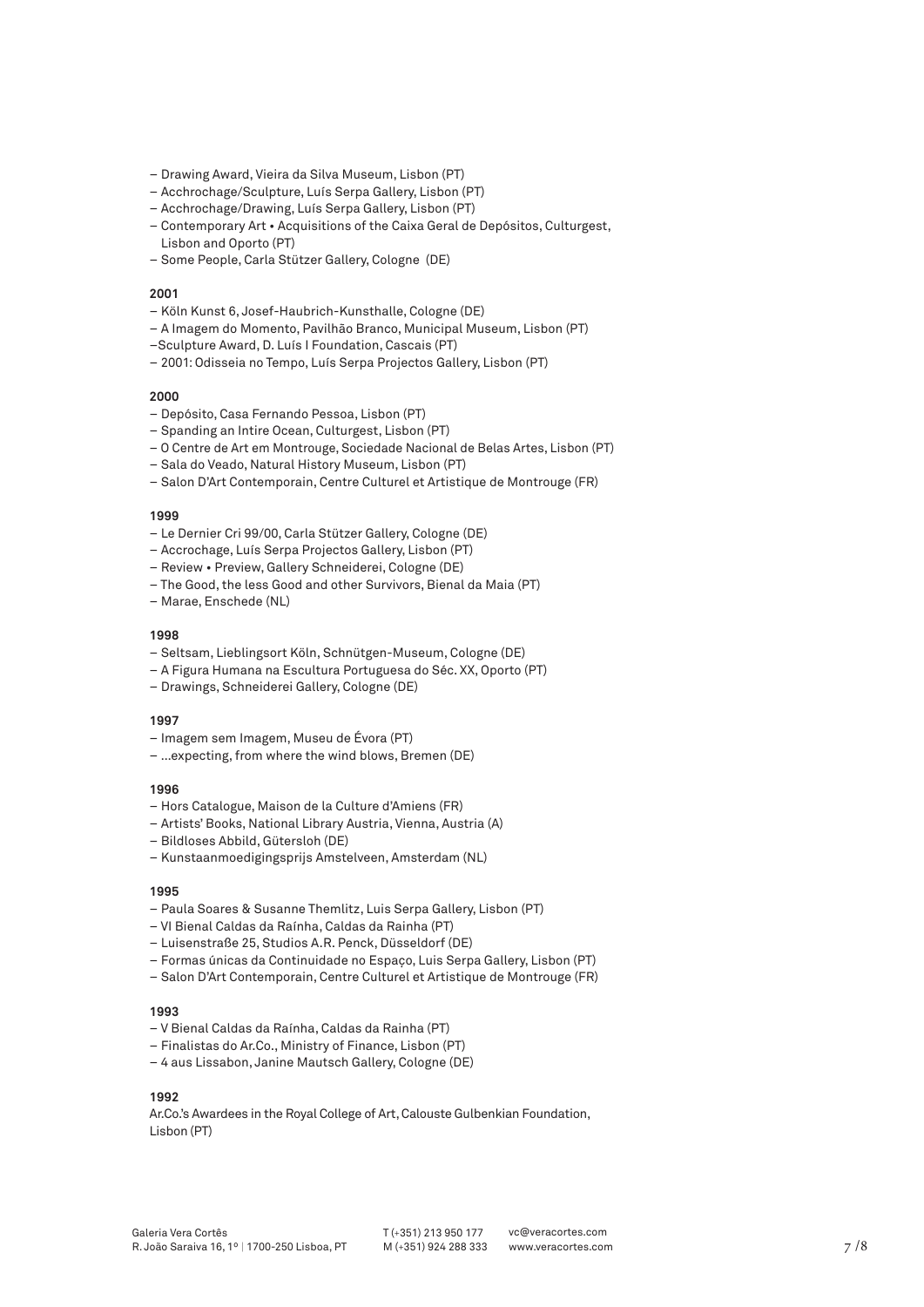- Drawing Award, Vieira da Silva Museum, Lisbon (PT)
- Acchrochage/Sculpture, Luís Serpa Gallery, Lisbon (PT)
- Acchrochage/Drawing, Luís Serpa Gallery, Lisbon (PT)
- Contemporary Art • Acquisitions of the Caixa Geral de Depósitos, Culturgest, Lisbon and Oporto (PT)
- Some People, Carla Stützer Gallery, Cologne (DE)

**2001**

- Köln Kunst 6, Josef-Haubrich-Kunsthalle, Cologne (DE)
- A Imagem do Momento, Pavilhão Branco, Municipal Museum, Lisbon (PT)
- Sculpture Award, D. Luís I Foundation, Cascais (PT)
- 2001: Odisseia no Tempo, Luís Serpa Projectos Gallery, Lisbon (PT)

**2000**

- Depósito, Casa Fernando Pessoa, Lisbon (PT)
- Spanding an Intire Ocean, Culturgest, Lisbon (PT)
- O Centre de Art em Montrouge, Sociedade Nacional de Belas Artes, Lisbon (PT)
- Sala do Veado, Natural History Museum, Lisbon (PT)
- Salon D'Art Contemporain, Centre Culturel et Artistique de Montrouge (FR)

**1999**

- Le Dernier Cri 99/00, Carla Stützer Gallery, Cologne (DE)
- Accrochage, Luís Serpa Projectos Gallery, Lisbon (PT)
- Review • Preview, Gallery Schneiderei, Cologne (DE)
- The Good, the less Good and other Survivors, Bienal da Maia (PT)
- Marae, Enschede (NL)

**1998**

- Seltsam, Lieblingsort Köln, Schnütgen-Museum, Cologne (DE)
- A Figura Humana na Escultura Portuguesa do Séc. XX, Oporto (PT)
- Drawings, Schneiderei Gallery, Cologne (DE)

**1997**

- Imagem sem Imagem, Museu de Évora (PT)
- ...expecting, from where the wind blows, Bremen (DE)

**1996**

- Hors Catalogue, Maison de la Culture d'Amiens (FR)
- Artists' Books, National Library Austria, Vienna, Austria (A)
- Bildloses Abbild, Gütersloh (DE)
- Kunstaanmoedigingsprijs Amstelveen, Amsterdam (NL)

**1995**

- Paula Soares & Susanne Themlitz, Luis Serpa Gallery, Lisbon (PT)
- VI Bienal Caldas da Raínha, Caldas da Rainha (PT)
- Luisenstraße 25, Studios A.R. Penck, Düsseldorf (DE)
- Formas únicas da Continuidade no Espaço, Luis Serpa Gallery, Lisbon (PT)
- Salon D'Art Contemporain, Centre Culturel et Artistique de Montrouge (FR)

**1993**

- V Bienal Caldas da Raínha, Caldas da Rainha (PT)
- Finalistas do Ar.Co., Ministry of Finance, Lisbon (PT)
- 4 aus Lissabon, Janine Mautsch Gallery, Cologne (DE)

**1992**

Ar.Co.'s Awardees in the Royal College of Art, Calouste Gulbenkian Foundation, Lisbon (PT)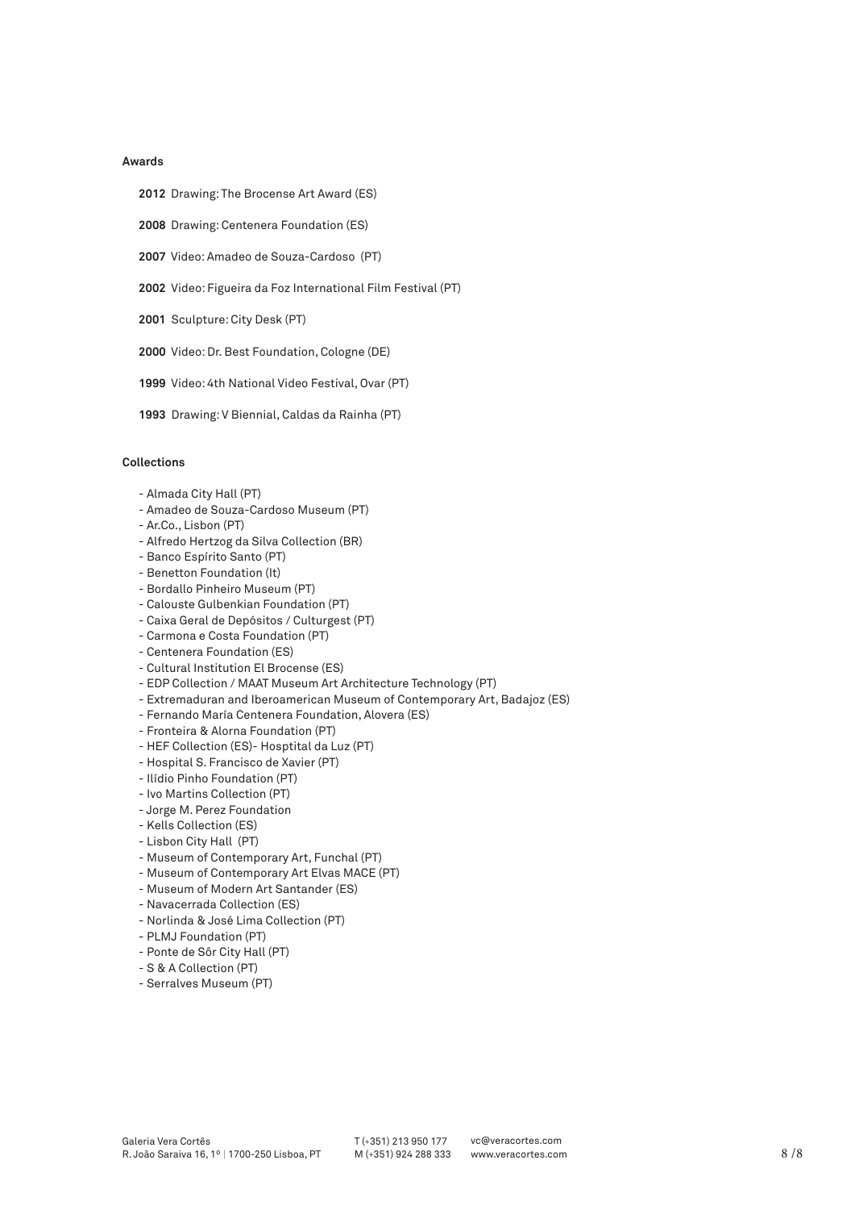**Awards**

**2012** Drawing: The Brocense Art Award (ES)

**2008** Drawing: Centenera Foundation (ES)

**2007** Video: Amadeo de Souza-Cardoso (PT)

**2002** Video: Figueira da Foz International Film Festival (PT)

**2001** Sculpture: City Desk (PT)

**2000** Video: Dr. Best Foundation, Cologne (DE)

**1999** Video: 4th National Video Festival, Ovar (PT)

**1993** Drawing: V Biennial, Caldas da Rainha (PT)

**Collections**

- Almada City Hall (PT)
- Amadeo de Souza-Cardoso Museum (PT)
- Ar.Co., Lisbon (PT)
- Alfredo Hertzog da Silva Collection (BR)
- Banco Espírito Santo (PT)
- Benetton Foundation (It)
- Bordallo Pinheiro Museum (PT)
- Calouste Gulbenkian Foundation (PT)
- Caixa Geral de Depósitos / Culturgest (PT)
- Carmona e Costa Foundation (PT)
- Centenera Foundation (ES)
- Cultural Institution El Brocense (ES)
- EDP Collection / MAAT Museum Art Architecture Technology (PT)
- Extremaduran and Iberoamerican Museum of Contemporary Art, Badajoz (ES)
- Fernando María Centenera Foundation, Alovera (ES)
- Fronteira & Alorna Foundation (PT)
- HEF Collection (ES)- Hosptital da Luz (PT)
- Hospital S. Francisco de Xavier (PT)
- Ilídio Pinho Foundation (PT)
- Ivo Martins Collection (PT)
- Jorge M. Perez Foundation
- Kells Collection (ES)
- Lisbon City Hall (PT)
- Museum of Contemporary Art, Funchal (PT)
- Museum of Contemporary Art Elvas MACE (PT)
- Museum of Modern Art Santander (ES)
- Navacerrada Collection (ES)
- Norlinda & José Lima Collection (PT)
- PLMJ Foundation (PT)
- Ponte de Sôr City Hall (PT)
- S & A Collection (PT)
- Serralves Museum (PT)